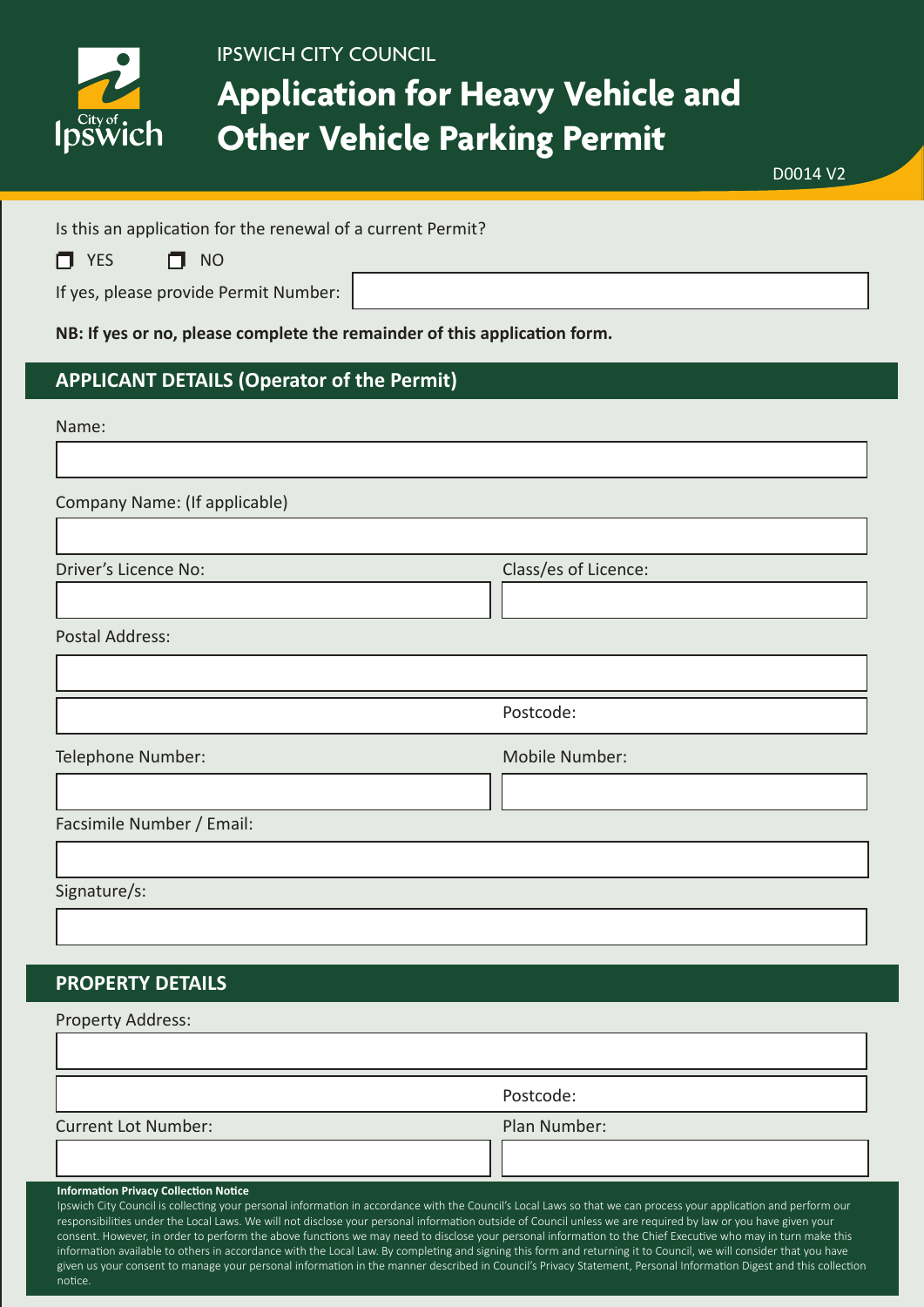IPSWICH CITY COUNCIL

# Application for Heavy Vehicle and Other Vehicle Parking Permit

D0014 V2

Is this an application for the renewal of a current Permit?

☐ YES ☐ NO

If yes, please provide Permit Number:

**NB: If yes or no, please complete the remainder of this application form.**

## APPLICANT DETAILS (Operator of the Permit)

Name:

Company Name: (If applicable)

Driver's Licence No:

Class/es of Licence:

Postal Address:

Postcode:

Telephone Number:

Mobile Number:

Facsimile Number / Email:

Signature/s:

## PROPERTY DETAILS

Property Address:

Postcode:

Current Lot Number:

Plan Number:

**Information Privacy Collection Notice**

Ipswich City Council is collecting your personal information in accordance with the Council's Local Laws so that we can process your application and perform our responsibilities under the Local Laws. We will not disclose your personal information outside of Council unless we are required by law or you have given your consent. However, in order to perform the above functions we may need to disclose your personal information to the Chief Executive who may in turn make this information available to others in accordance with the Local Law. By completing and signing this form and returning it to Council, we will consider that you have given us your consent to manage your personal information in the manner described in Council's Privacy Statement, Personal Information Digest and this collection notice.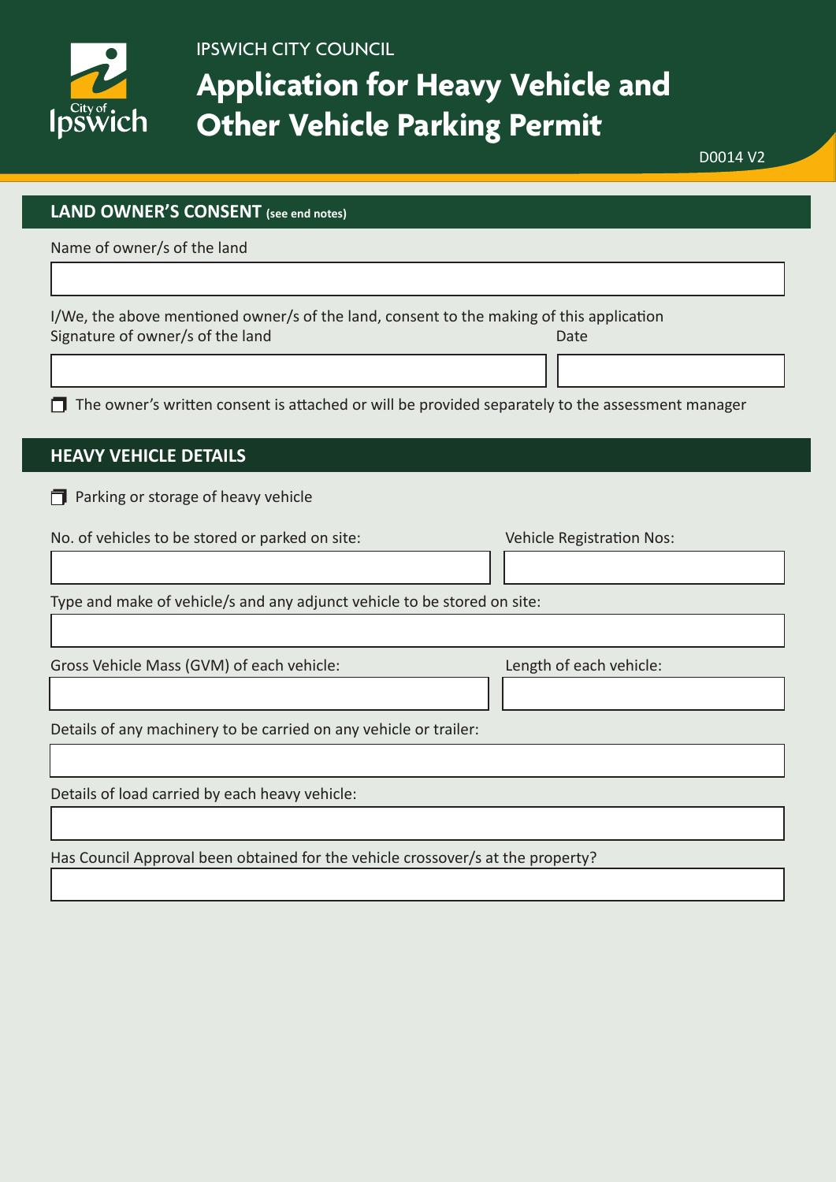IPSWICH CITY COUNCIL

# Application for Heavy Vehicle and Other Vehicle Parking Permit

D0014 V2

## LAND OWNER'S CONSENT (see end notes)

Name of owner/s of the land

I/We, the above mentioned owner/s of the land, consent to the making of this application

Signature of owner/s of the land

Date

- [ ] The owner's written consent is attached or will be provided separately to the assessment manager

## HEAVY VEHICLE DETAILS

- [ ] Parking or storage of heavy vehicle

No. of vehicles to be stored or parked on site:

Vehicle Registration Nos:

Type and make of vehicle/s and any adjunct vehicle to be stored on site:

Gross Vehicle Mass (GVM) of each vehicle:

Length of each vehicle:

Details of any machinery to be carried on any vehicle or trailer:

Details of load carried by each heavy vehicle:

Has Council Approval been obtained for the vehicle crossover/s at the property?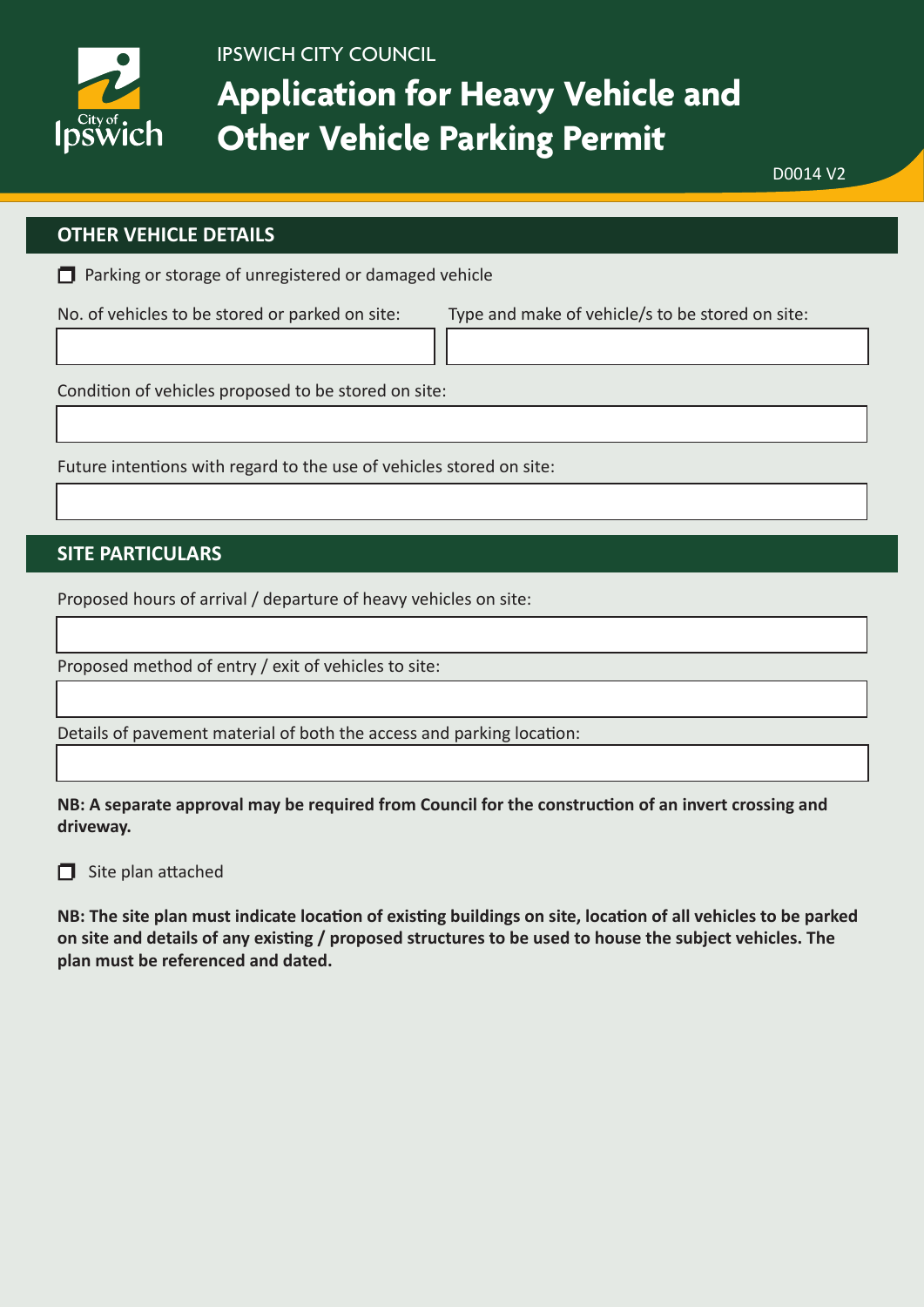IPSWICH CITY COUNCIL

# Application for Heavy Vehicle and Other Vehicle Parking Permit

D0014 V2

## OTHER VEHICLE DETAILS

☐ Parking or storage of unregistered or damaged vehicle

No. of vehicles to be stored or parked on site:

Type and make of vehicle/s to be stored on site:

Condition of vehicles proposed to be stored on site:

Future intentions with regard to the use of vehicles stored on site:

## SITE PARTICULARS

Proposed hours of arrival / departure of heavy vehicles on site:

Proposed method of entry / exit of vehicles to site:

Details of pavement material of both the access and parking location:

**NB: A separate approval may be required from Council for the construction of an invert crossing and driveway.**

☐ Site plan attached

**NB: The site plan must indicate location of existing buildings on site, location of all vehicles to be parked on site and details of any existing / proposed structures to be used to house the subject vehicles. The plan must be referenced and dated.**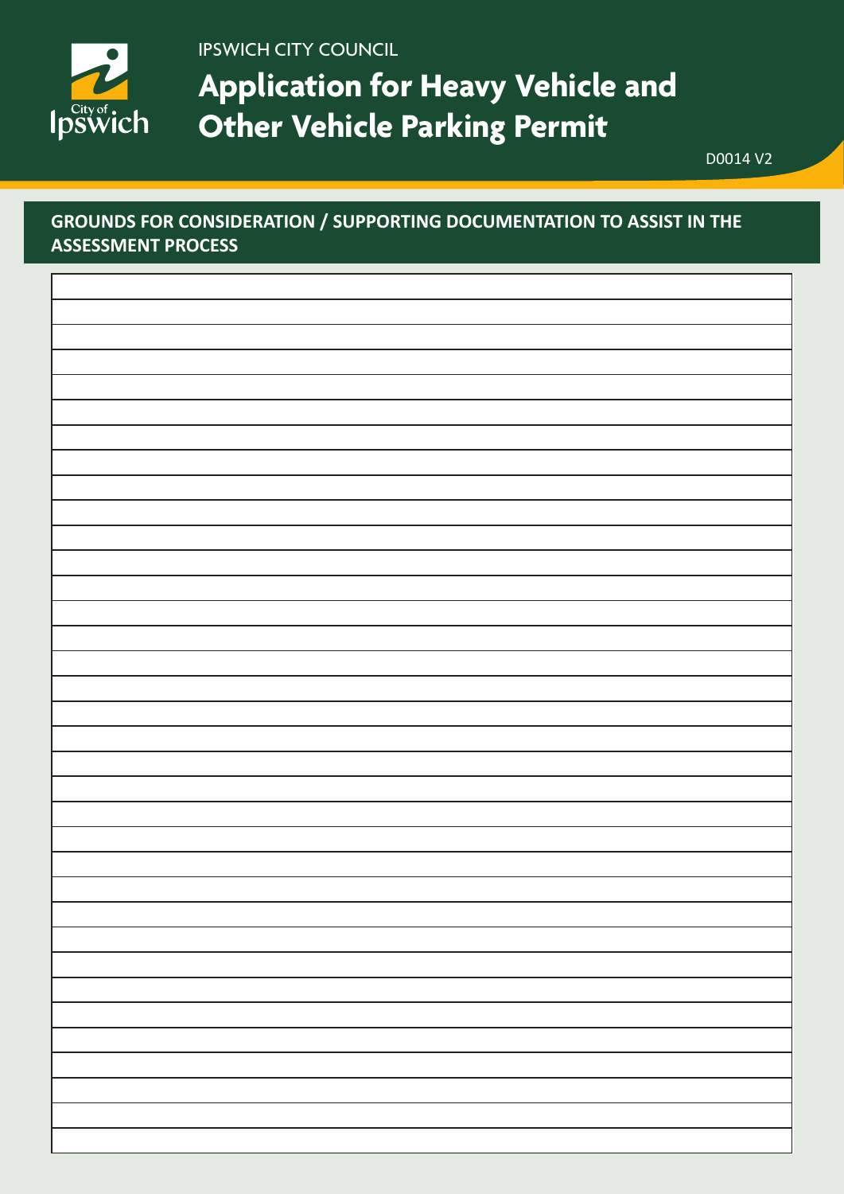IPSWICH CITY COUNCIL

# Application for Heavy Vehicle and Other Vehicle Parking Permit

D0014 V2

## GROUNDS FOR CONSIDERATION / SUPPORTING DOCUMENTATION TO ASSIST IN THE ASSESSMENT PROCESS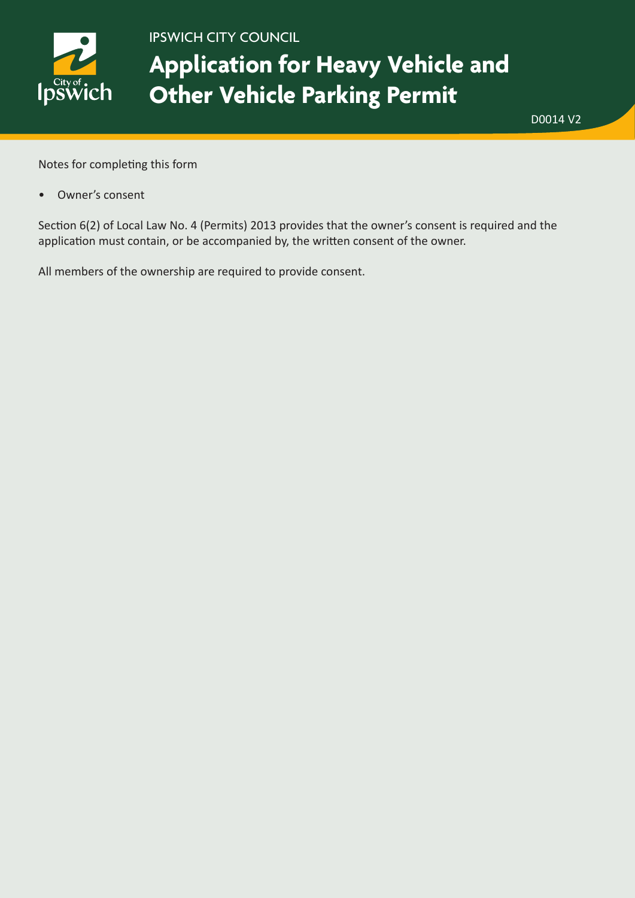IPSWICH CITY COUNCIL

# Application for Heavy Vehicle and Other Vehicle Parking Permit

D0014 V2

Notes for completing this form

- Owner's consent

Section 6(2) of Local Law No. 4 (Permits) 2013 provides that the owner's consent is required and the application must contain, or be accompanied by, the written consent of the owner.

All members of the ownership are required to provide consent.